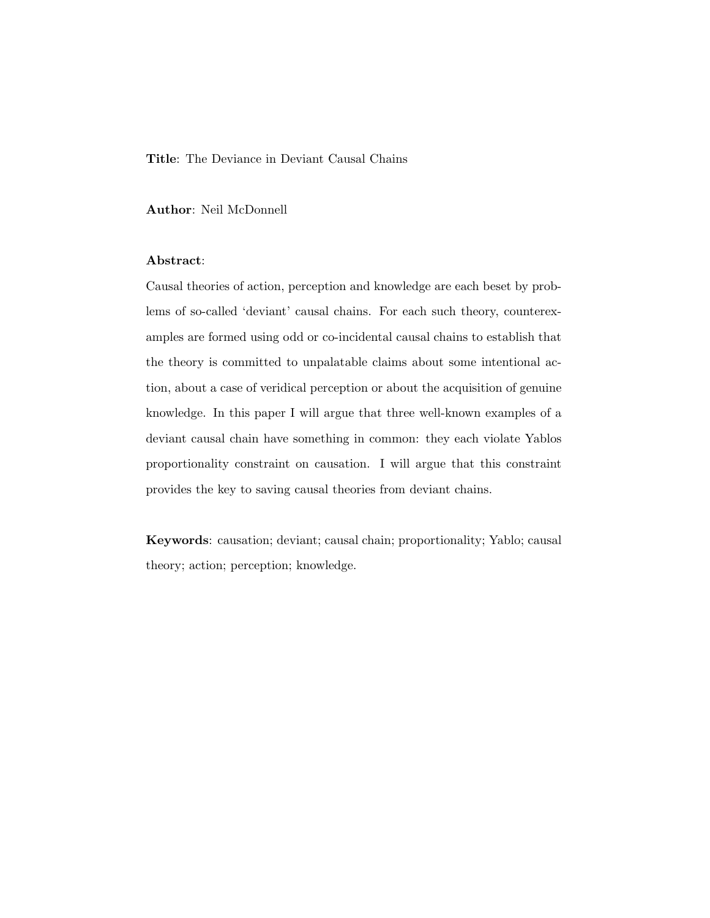**Title**: The Deviance in Deviant Causal Chains

**Author**: Neil McDonnell

**Abstract**:

Causal theories of action, perception and knowledge are each beset by problems of so-called 'deviant' causal chains. For each such theory, counterexamples are formed using odd or co-incidental causal chains to establish that the theory is committed to unpalatable claims about some intentional action, about a case of veridical perception or about the acquisition of genuine knowledge. In this paper I will argue that three well-known examples of a deviant causal chain have something in common: they each violate Yablos proportionality constraint on causation. I will argue that this constraint provides the key to saving causal theories from deviant chains.

**Keywords**: causation; deviant; causal chain; proportionality; Yablo; causal theory; action; perception; knowledge.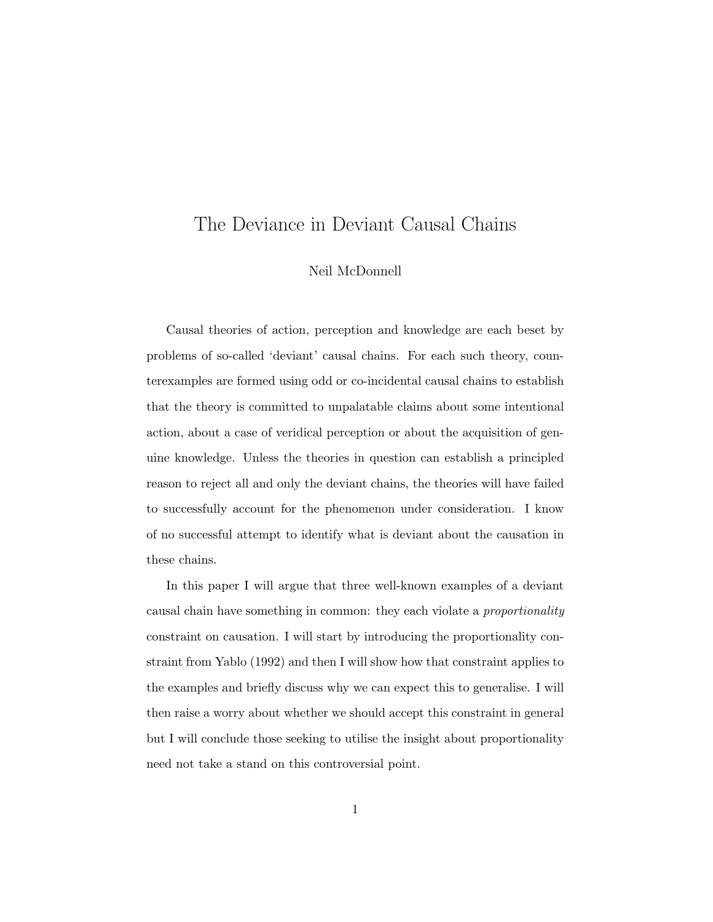# The Deviance in Deviant Causal Chains

Neil McDonnell

Causal theories of action, perception and knowledge are each beset by problems of so-called 'deviant' causal chains. For each such theory, counterexamples are formed using odd or co-incidental causal chains to establish that the theory is committed to unpalatable claims about some intentional action, about a case of veridical perception or about the acquisition of genuine knowledge. Unless the theories in question can establish a principled reason to reject all and only the deviant chains, the theories will have failed to successfully account for the phenomenon under consideration. I know of no successful attempt to identify what is deviant about the causation in these chains.

In this paper I will argue that three well-known examples of a deviant causal chain have something in common: they each violate a *proportionality* constraint on causation. I will start by introducing the proportionality constraint from Yablo (1992) and then I will show how that constraint applies to the examples and briefly discuss why we can expect this to generalise. I will then raise a worry about whether we should accept this constraint in general but I will conclude those seeking to utilise the insight about proportionality need not take a stand on this controversial point.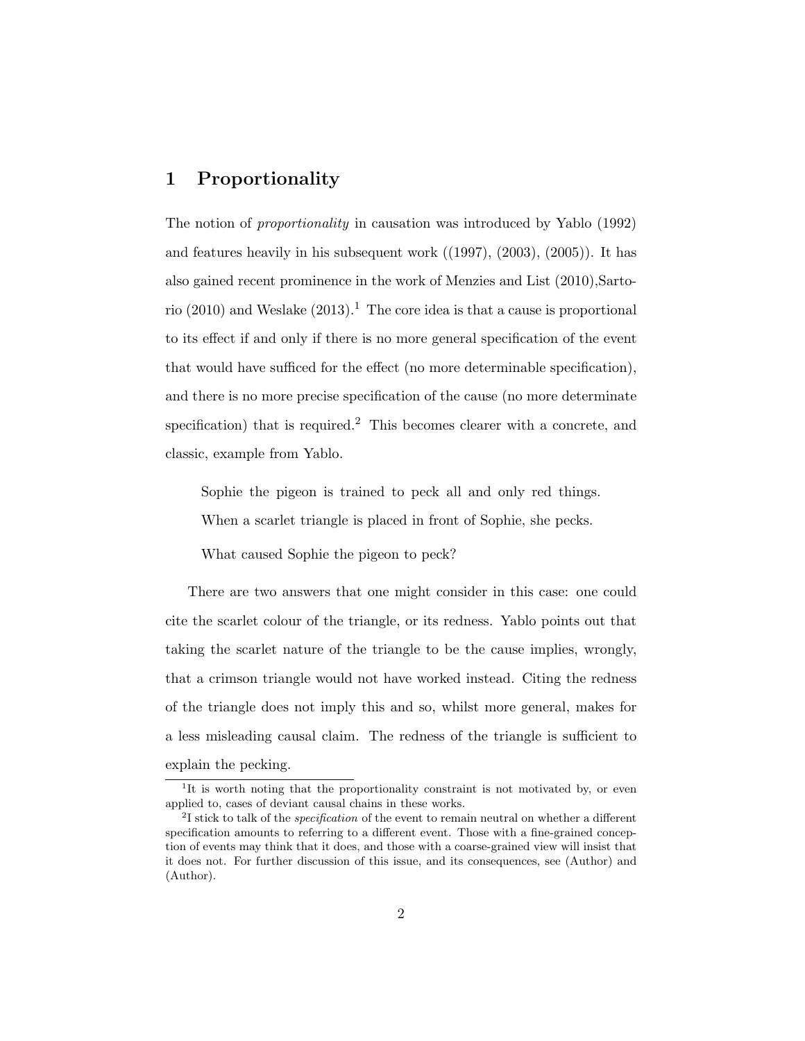# 1 Proportionality

The notion of *proportionality* in causation was introduced by Yablo (1992) and features heavily in his subsequent work ((1997), (2003), (2005)). It has also gained recent prominence in the work of Menzies and List (2010),Sartorio (2010) and Weslake (2013).[1] The core idea is that a cause is proportional to its effect if and only if there is no more general specification of the event that would have sufficed for the effect (no more determinable specification), and there is no more precise specification of the cause (no more determinate specification) that is required.[2] This becomes clearer with a concrete, and classic, example from Yablo.

> Sophie the pigeon is trained to peck all and only red things. When a scarlet triangle is placed in front of Sophie, she pecks.
>
> What caused Sophie the pigeon to peck?

There are two answers that one might consider in this case: one could cite the scarlet colour of the triangle, or its redness. Yablo points out that taking the scarlet nature of the triangle to be the cause implies, wrongly, that a crimson triangle would not have worked instead. Citing the redness of the triangle does not imply this and so, whilst more general, makes for a less misleading causal claim. The redness of the triangle is sufficient to explain the pecking.

[1] It is worth noting that the proportionality constraint is not motivated by, or even applied to, cases of deviant causal chains in these works.

[2] I stick to talk of the *specification* of the event to remain neutral on whether a different specification amounts to referring to a different event. Those with a fine-grained conception of events may think that it does, and those with a coarse-grained view will insist that it does not. For further discussion of this issue, and its consequences, see (Author) and (Author).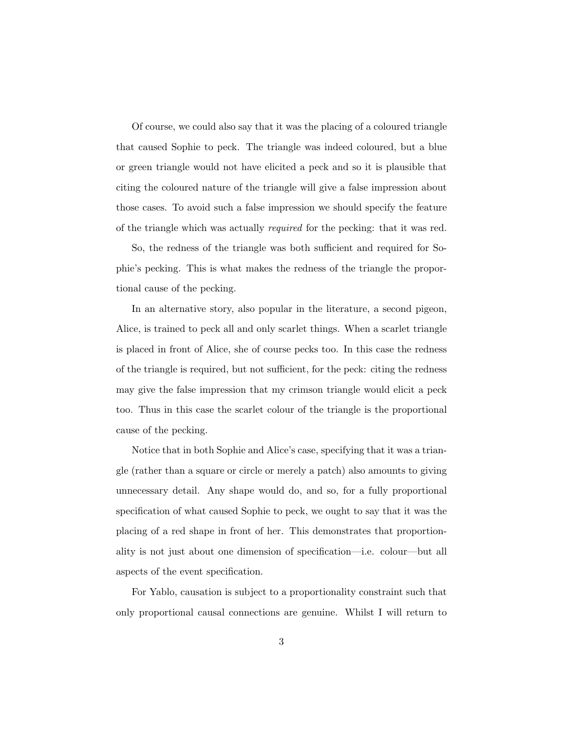Of course, we could also say that it was the placing of a coloured triangle that caused Sophie to peck. The triangle was indeed coloured, but a blue or green triangle would not have elicited a peck and so it is plausible that citing the coloured nature of the triangle will give a false impression about those cases. To avoid such a false impression we should specify the feature of the triangle which was actually *required* for the pecking: that it was red.

So, the redness of the triangle was both sufficient and required for Sophie's pecking. This is what makes the redness of the triangle the proportional cause of the pecking.

In an alternative story, also popular in the literature, a second pigeon, Alice, is trained to peck all and only scarlet things. When a scarlet triangle is placed in front of Alice, she of course pecks too. In this case the redness of the triangle is required, but not sufficient, for the peck: citing the redness may give the false impression that my crimson triangle would elicit a peck too. Thus in this case the scarlet colour of the triangle is the proportional cause of the pecking.

Notice that in both Sophie and Alice's case, specifying that it was a triangle (rather than a square or circle or merely a patch) also amounts to giving unnecessary detail. Any shape would do, and so, for a fully proportional specification of what caused Sophie to peck, we ought to say that it was the placing of a red shape in front of her. This demonstrates that proportionality is not just about one dimension of specification—i.e. colour—but all aspects of the event specification.

For Yablo, causation is subject to a proportionality constraint such that only proportional causal connections are genuine. Whilst I will return to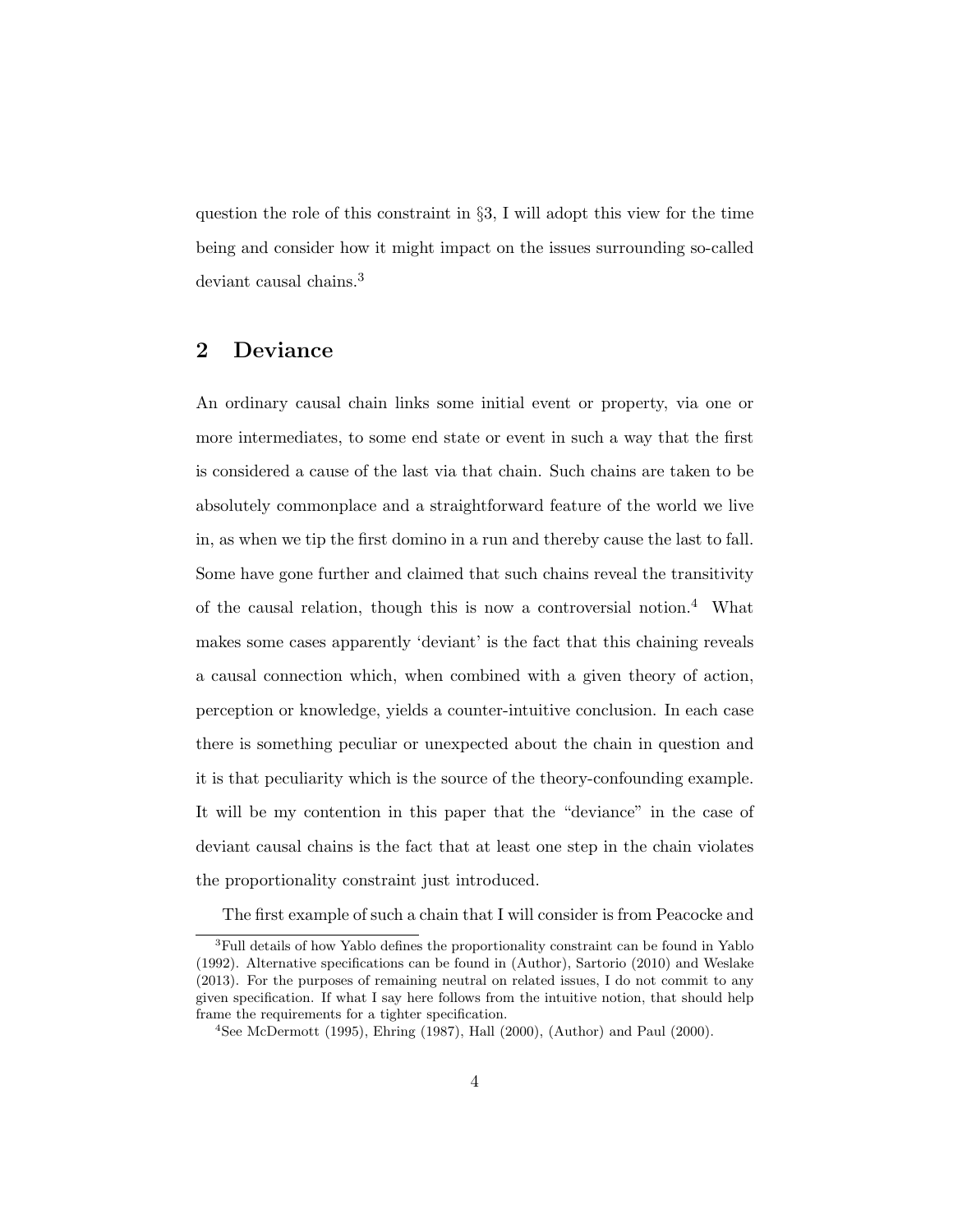question the role of this constraint in §3, I will adopt this view for the time being and consider how it might impact on the issues surrounding so-called deviant causal chains.[3]

## 2 Deviance

An ordinary causal chain links some initial event or property, via one or more intermediates, to some end state or event in such a way that the first is considered a cause of the last via that chain. Such chains are taken to be absolutely commonplace and a straightforward feature of the world we live in, as when we tip the first domino in a run and thereby cause the last to fall. Some have gone further and claimed that such chains reveal the transitivity of the causal relation, though this is now a controversial notion.[4] What makes some cases apparently 'deviant' is the fact that this chaining reveals a causal connection which, when combined with a given theory of action, perception or knowledge, yields a counter-intuitive conclusion. In each case there is something peculiar or unexpected about the chain in question and it is that peculiarity which is the source of the theory-confounding example. It will be my contention in this paper that the "deviance" in the case of deviant causal chains is the fact that at least one step in the chain violates the proportionality constraint just introduced.

The first example of such a chain that I will consider is from Peacocke and

---

[3] Full details of how Yablo defines the proportionality constraint can be found in Yablo (1992). Alternative specifications can be found in (Author), Sartorio (2010) and Weslake (2013). For the purposes of remaining neutral on related issues, I do not commit to any given specification. If what I say here follows from the intuitive notion, that should help frame the requirements for a tighter specification.

[4] See McDermott (1995), Ehring (1987), Hall (2000), (Author) and Paul (2000).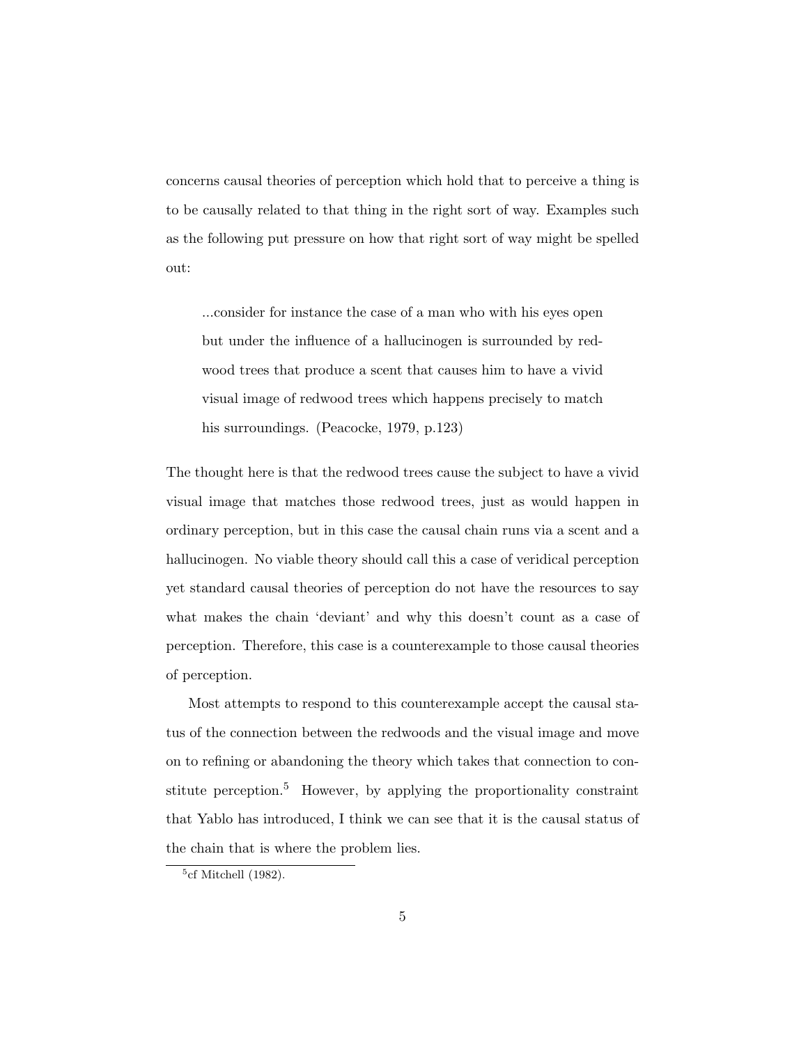concerns causal theories of perception which hold that to perceive a thing is to be causally related to that thing in the right sort of way. Examples such as the following put pressure on how that right sort of way might be spelled out:

> ...consider for instance the case of a man who with his eyes open but under the influence of a hallucinogen is surrounded by redwood trees that produce a scent that causes him to have a vivid visual image of redwood trees which happens precisely to match his surroundings. (Peacocke, 1979, p.123)

The thought here is that the redwood trees cause the subject to have a vivid visual image that matches those redwood trees, just as would happen in ordinary perception, but in this case the causal chain runs via a scent and a hallucinogen. No viable theory should call this a case of veridical perception yet standard causal theories of perception do not have the resources to say what makes the chain 'deviant' and why this doesn't count as a case of perception. Therefore, this case is a counterexample to those causal theories of perception.

Most attempts to respond to this counterexample accept the causal status of the connection between the redwoods and the visual image and move on to refining or abandoning the theory which takes that connection to constitute perception.[5] However, by applying the proportionality constraint that Yablo has introduced, I think we can see that it is the causal status of the chain that is where the problem lies.

[5] cf Mitchell (1982).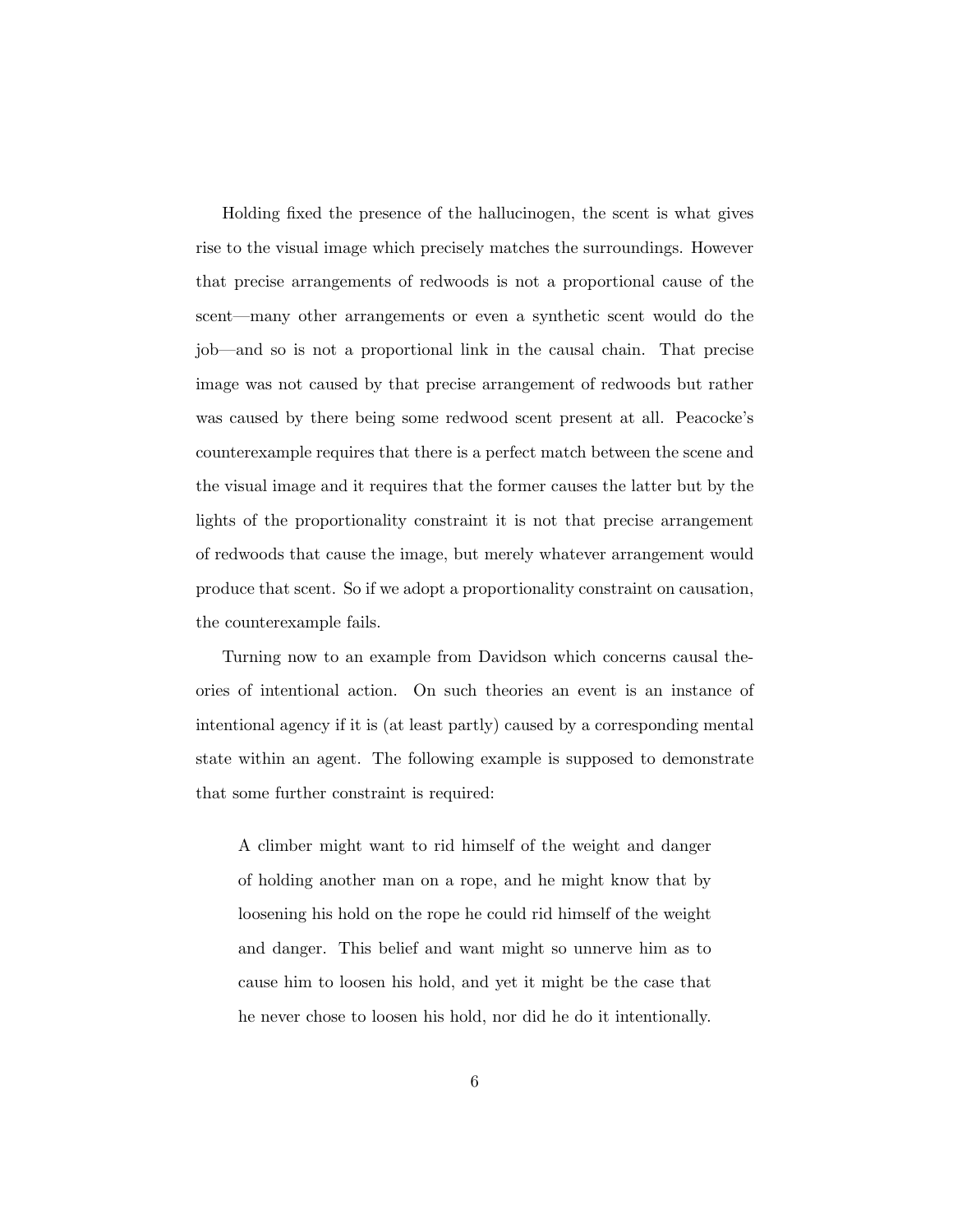Holding fixed the presence of the hallucinogen, the scent is what gives rise to the visual image which precisely matches the surroundings. However that precise arrangements of redwoods is not a proportional cause of the scent—many other arrangements or even a synthetic scent would do the job—and so is not a proportional link in the causal chain. That precise image was not caused by that precise arrangement of redwoods but rather was caused by there being some redwood scent present at all. Peacocke's counterexample requires that there is a perfect match between the scene and the visual image and it requires that the former causes the latter but by the lights of the proportionality constraint it is not that precise arrangement of redwoods that cause the image, but merely whatever arrangement would produce that scent. So if we adopt a proportionality constraint on causation, the counterexample fails.

Turning now to an example from Davidson which concerns causal theories of intentional action. On such theories an event is an instance of intentional agency if it is (at least partly) caused by a corresponding mental state within an agent. The following example is supposed to demonstrate that some further constraint is required:

> A climber might want to rid himself of the weight and danger of holding another man on a rope, and he might know that by loosening his hold on the rope he could rid himself of the weight and danger. This belief and want might so unnerve him as to cause him to loosen his hold, and yet it might be the case that he never chose to loosen his hold, nor did he do it intentionally.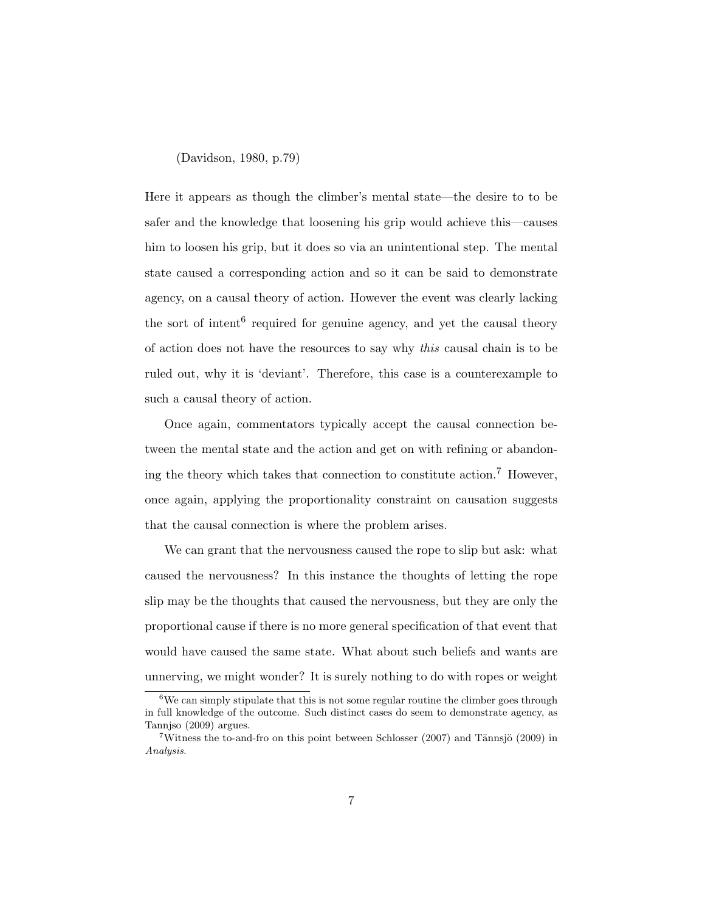(Davidson, 1980, p.79)

Here it appears as though the climber's mental state—the desire to to be safer and the knowledge that loosening his grip would achieve this—causes him to loosen his grip, but it does so via an unintentional step. The mental state caused a corresponding action and so it can be said to demonstrate agency, on a causal theory of action. However the event was clearly lacking the sort of intent[6] required for genuine agency, and yet the causal theory of action does not have the resources to say why *this* causal chain is to be ruled out, why it is 'deviant'. Therefore, this case is a counterexample to such a causal theory of action.

Once again, commentators typically accept the causal connection between the mental state and the action and get on with refining or abandoning the theory which takes that connection to constitute action.[7] However, once again, applying the proportionality constraint on causation suggests that the causal connection is where the problem arises.

We can grant that the nervousness caused the rope to slip but ask: what caused the nervousness? In this instance the thoughts of letting the rope slip may be the thoughts that caused the nervousness, but they are only the proportional cause if there is no more general specification of that event that would have caused the same state. What about such beliefs and wants are unnerving, we might wonder? It is surely nothing to do with ropes or weight

---

[6] We can simply stipulate that this is not some regular routine the climber goes through in full knowledge of the outcome. Such distinct cases do seem to demonstrate agency, as Tannjso (2009) argues.

[7] Witness the to-and-fro on this point between Schlosser (2007) and Tännsjö (2009) in *Analysis*.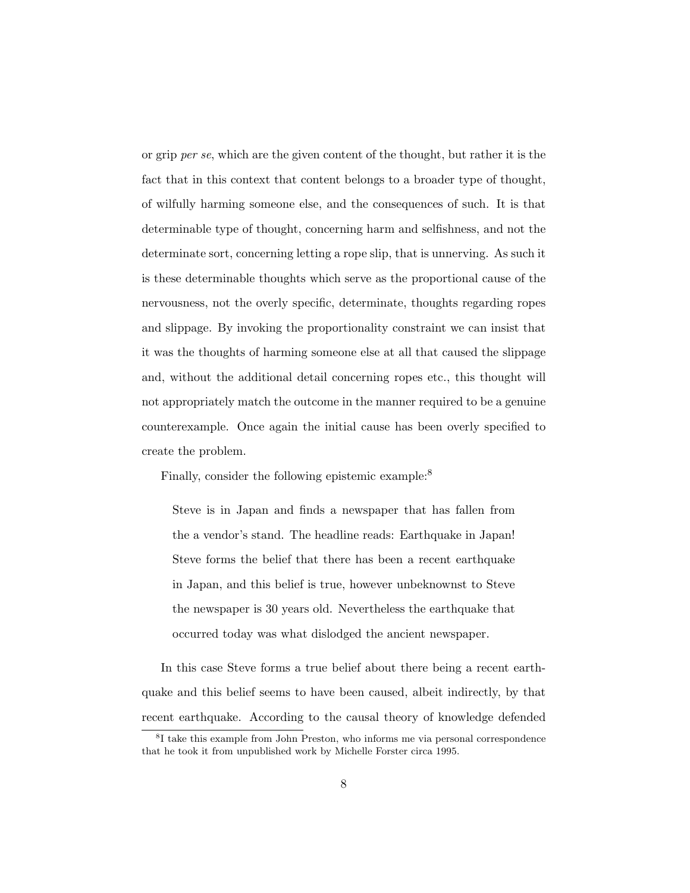or grip *per se*, which are the given content of the thought, but rather it is the fact that in this context that content belongs to a broader type of thought, of wilfully harming someone else, and the consequences of such. It is that determinable type of thought, concerning harm and selfishness, and not the determinate sort, concerning letting a rope slip, that is unnerving. As such it is these determinable thoughts which serve as the proportional cause of the nervousness, not the overly specific, determinate, thoughts regarding ropes and slippage. By invoking the proportionality constraint we can insist that it was the thoughts of harming someone else at all that caused the slippage and, without the additional detail concerning ropes etc., this thought will not appropriately match the outcome in the manner required to be a genuine counterexample. Once again the initial cause has been overly specified to create the problem.

Finally, consider the following epistemic example:[8]

> Steve is in Japan and finds a newspaper that has fallen from the a vendor's stand. The headline reads: Earthquake in Japan! Steve forms the belief that there has been a recent earthquake in Japan, and this belief is true, however unbeknownst to Steve the newspaper is 30 years old. Nevertheless the earthquake that occurred today was what dislodged the ancient newspaper.

In this case Steve forms a true belief about there being a recent earthquake and this belief seems to have been caused, albeit indirectly, by that recent earthquake. According to the causal theory of knowledge defended

[8] I take this example from John Preston, who informs me via personal correspondence that he took it from unpublished work by Michelle Forster circa 1995.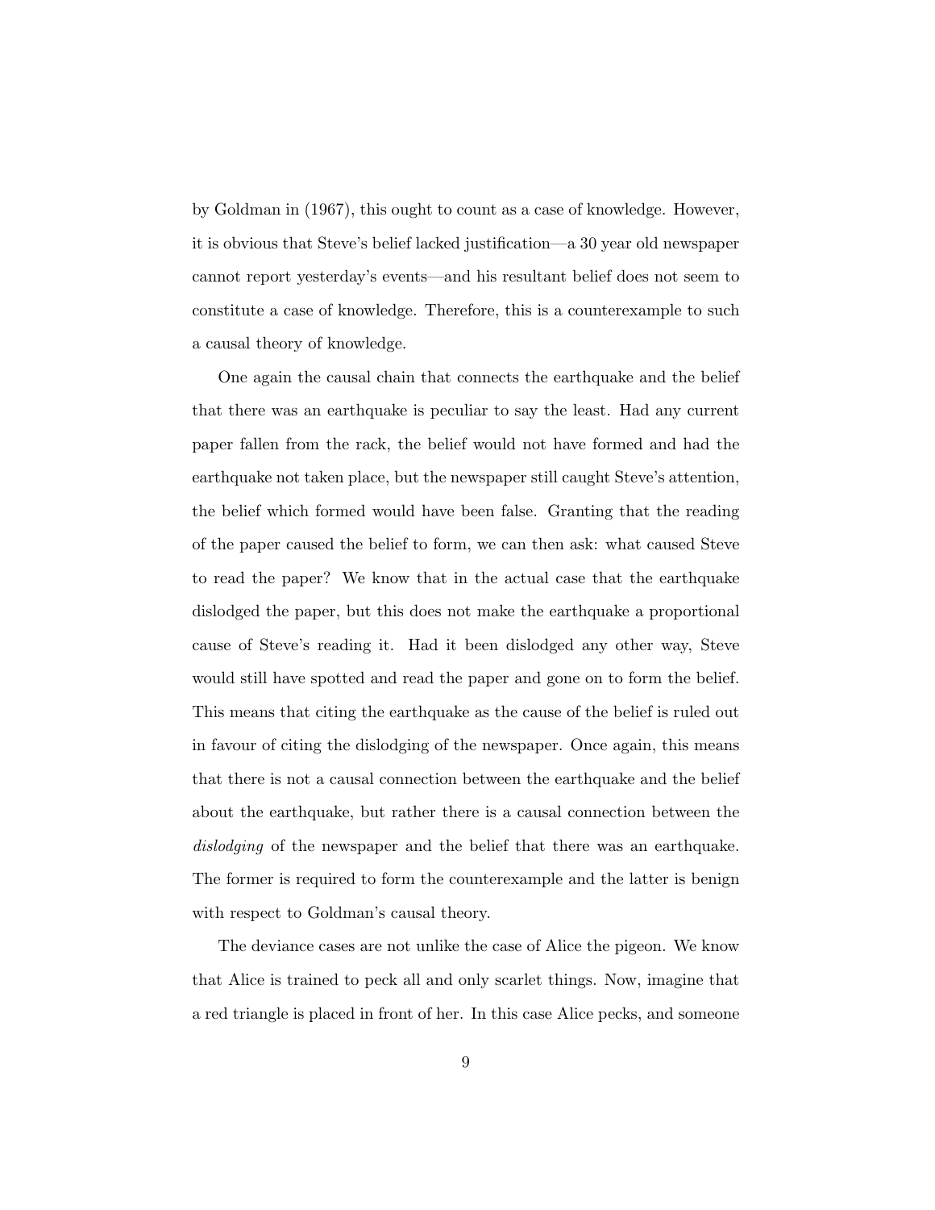by Goldman in (1967), this ought to count as a case of knowledge. However, it is obvious that Steve's belief lacked justification—a 30 year old newspaper cannot report yesterday's events—and his resultant belief does not seem to constitute a case of knowledge. Therefore, this is a counterexample to such a causal theory of knowledge.

One again the causal chain that connects the earthquake and the belief that there was an earthquake is peculiar to say the least. Had any current paper fallen from the rack, the belief would not have formed and had the earthquake not taken place, but the newspaper still caught Steve's attention, the belief which formed would have been false. Granting that the reading of the paper caused the belief to form, we can then ask: what caused Steve to read the paper? We know that in the actual case that the earthquake dislodged the paper, but this does not make the earthquake a proportional cause of Steve's reading it. Had it been dislodged any other way, Steve would still have spotted and read the paper and gone on to form the belief. This means that citing the earthquake as the cause of the belief is ruled out in favour of citing the dislodging of the newspaper. Once again, this means that there is not a causal connection between the earthquake and the belief about the earthquake, but rather there is a causal connection between the *dislodging* of the newspaper and the belief that there was an earthquake. The former is required to form the counterexample and the latter is benign with respect to Goldman's causal theory.

The deviance cases are not unlike the case of Alice the pigeon. We know that Alice is trained to peck all and only scarlet things. Now, imagine that a red triangle is placed in front of her. In this case Alice pecks, and someone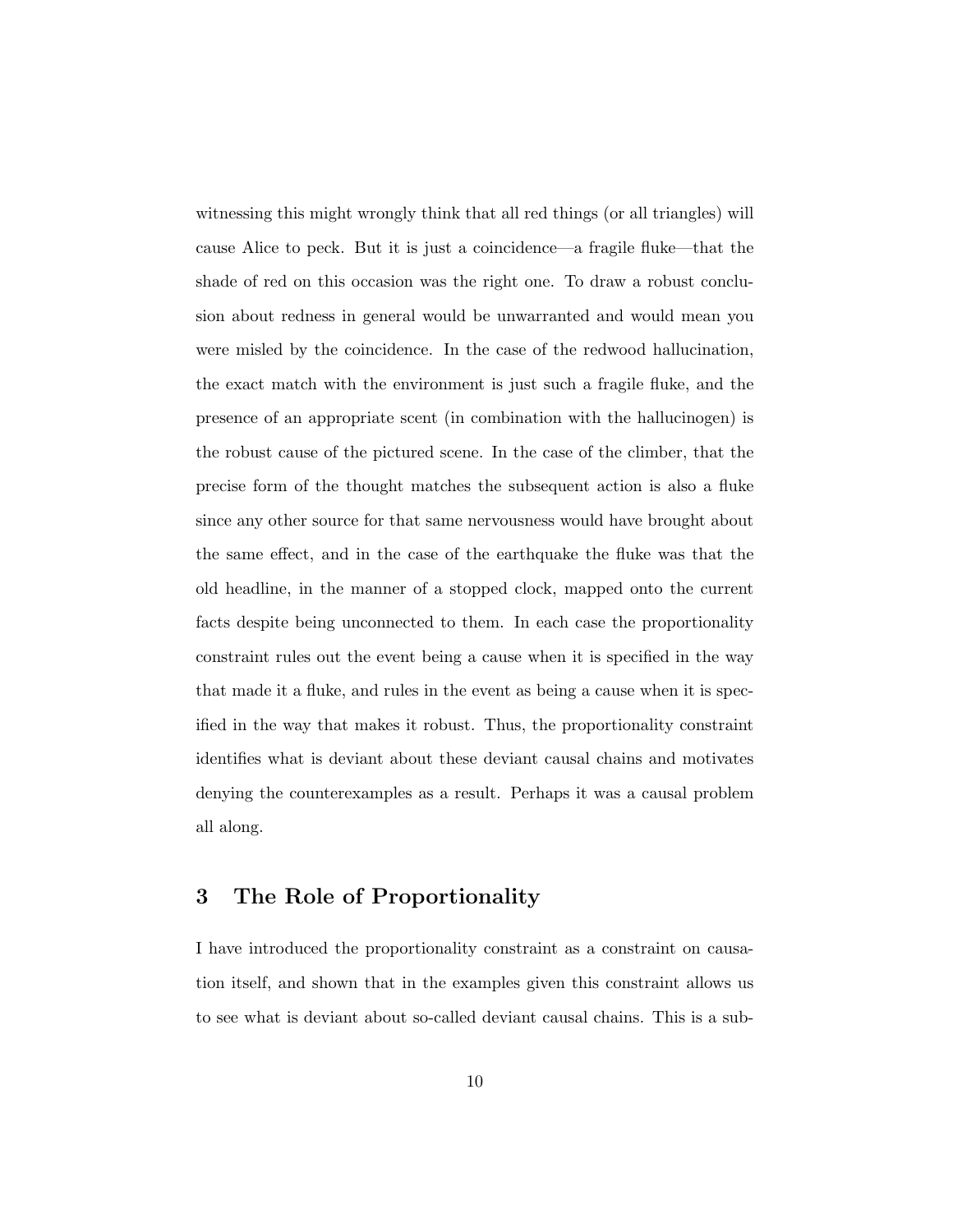witnessing this might wrongly think that all red things (or all triangles) will cause Alice to peck. But it is just a coincidence—a fragile fluke—that the shade of red on this occasion was the right one. To draw a robust conclusion about redness in general would be unwarranted and would mean you were misled by the coincidence. In the case of the redwood hallucination, the exact match with the environment is just such a fragile fluke, and the presence of an appropriate scent (in combination with the hallucinogen) is the robust cause of the pictured scene. In the case of the climber, that the precise form of the thought matches the subsequent action is also a fluke since any other source for that same nervousness would have brought about the same effect, and in the case of the earthquake the fluke was that the old headline, in the manner of a stopped clock, mapped onto the current facts despite being unconnected to them. In each case the proportionality constraint rules out the event being a cause when it is specified in the way that made it a fluke, and rules in the event as being a cause when it is specified in the way that makes it robust. Thus, the proportionality constraint identifies what is deviant about these deviant causal chains and motivates denying the counterexamples as a result. Perhaps it was a causal problem all along.

## 3 The Role of Proportionality

I have introduced the proportionality constraint as a constraint on causation itself, and shown that in the examples given this constraint allows us to see what is deviant about so-called deviant causal chains. This is a sub-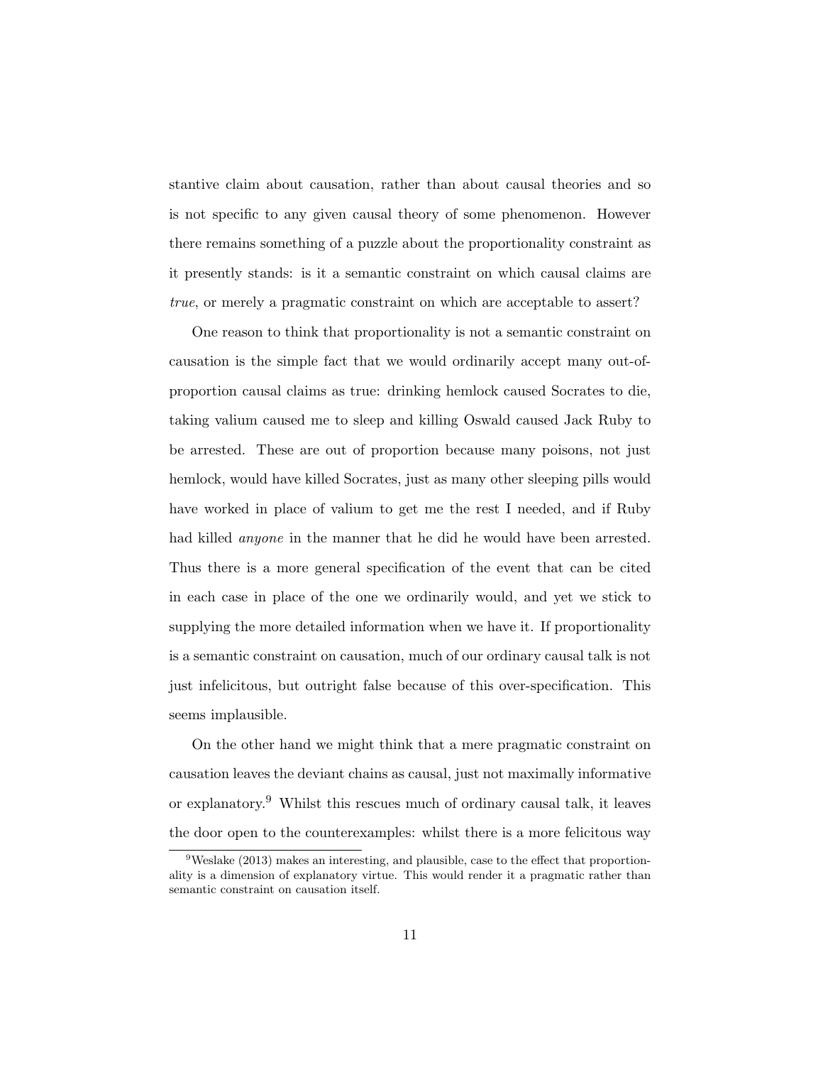stantive claim about causation, rather than about causal theories and so is not specific to any given causal theory of some phenomenon. However there remains something of a puzzle about the proportionality constraint as it presently stands: is it a semantic constraint on which causal claims are *true*, or merely a pragmatic constraint on which are acceptable to assert?

One reason to think that proportionality is not a semantic constraint on causation is the simple fact that we would ordinarily accept many out-of-proportion causal claims as true: drinking hemlock caused Socrates to die, taking valium caused me to sleep and killing Oswald caused Jack Ruby to be arrested. These are out of proportion because many poisons, not just hemlock, would have killed Socrates, just as many other sleeping pills would have worked in place of valium to get me the rest I needed, and if Ruby had killed *anyone* in the manner that he did he would have been arrested. Thus there is a more general specification of the event that can be cited in each case in place of the one we ordinarily would, and yet we stick to supplying the more detailed information when we have it. If proportionality is a semantic constraint on causation, much of our ordinary causal talk is not just infelicitous, but outright false because of this over-specification. This seems implausible.

On the other hand we might think that a mere pragmatic constraint on causation leaves the deviant chains as causal, just not maximally informative or explanatory.[9] Whilst this rescues much of ordinary causal talk, it leaves the door open to the counterexamples: whilst there is a more felicitous way

[9] Weslake (2013) makes an interesting, and plausible, case to the effect that proportionality is a dimension of explanatory virtue. This would render it a pragmatic rather than semantic constraint on causation itself.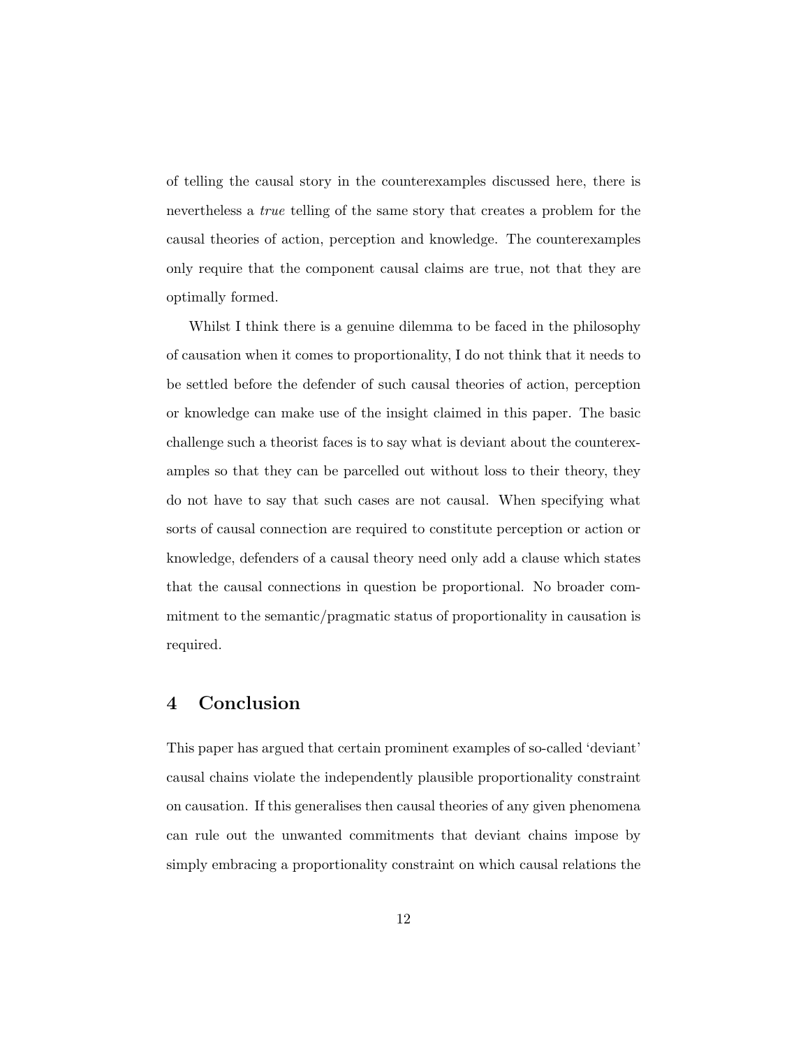of telling the causal story in the counterexamples discussed here, there is nevertheless a *true* telling of the same story that creates a problem for the causal theories of action, perception and knowledge. The counterexamples only require that the component causal claims are true, not that they are optimally formed.

Whilst I think there is a genuine dilemma to be faced in the philosophy of causation when it comes to proportionality, I do not think that it needs to be settled before the defender of such causal theories of action, perception or knowledge can make use of the insight claimed in this paper. The basic challenge such a theorist faces is to say what is deviant about the counterexamples so that they can be parcelled out without loss to their theory, they do not have to say that such cases are not causal. When specifying what sorts of causal connection are required to constitute perception or action or knowledge, defenders of a causal theory need only add a clause which states that the causal connections in question be proportional. No broader commitment to the semantic/pragmatic status of proportionality in causation is required.

## 4 Conclusion

This paper has argued that certain prominent examples of so-called 'deviant' causal chains violate the independently plausible proportionality constraint on causation. If this generalises then causal theories of any given phenomena can rule out the unwanted commitments that deviant chains impose by simply embracing a proportionality constraint on which causal relations the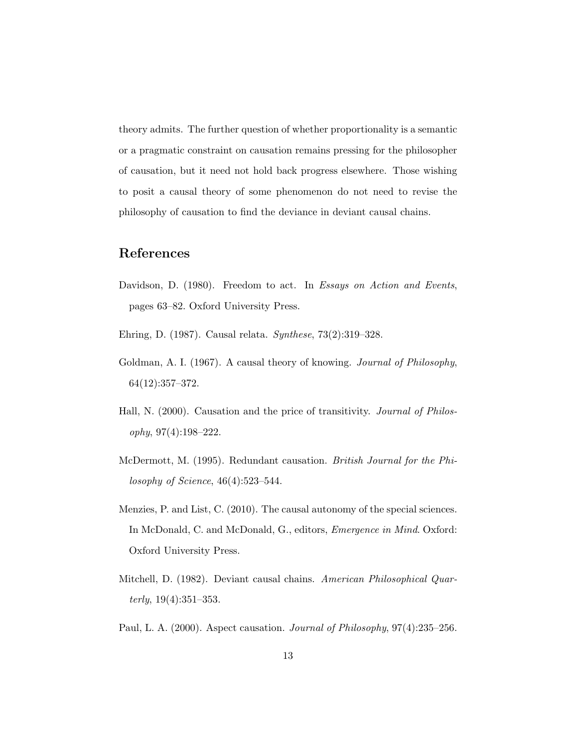theory admits. The further question of whether proportionality is a semantic or a pragmatic constraint on causation remains pressing for the philosopher of causation, but it need not hold back progress elsewhere. Those wishing to posit a causal theory of some phenomenon do not need to revise the philosophy of causation to find the deviance in deviant causal chains.

## References

Davidson, D. (1980). Freedom to act. In *Essays on Action and Events*, pages 63–82. Oxford University Press.

Ehring, D. (1987). Causal relata. *Synthese*, 73(2):319–328.

Goldman, A. I. (1967). A causal theory of knowing. *Journal of Philosophy*, 64(12):357–372.

Hall, N. (2000). Causation and the price of transitivity. *Journal of Philosophy*, 97(4):198–222.

McDermott, M. (1995). Redundant causation. *British Journal for the Philosophy of Science*, 46(4):523–544.

Menzies, P. and List, C. (2010). The causal autonomy of the special sciences. In McDonald, C. and McDonald, G., editors, *Emergence in Mind*. Oxford: Oxford University Press.

Mitchell, D. (1982). Deviant causal chains. *American Philosophical Quarterly*, 19(4):351–353.

Paul, L. A. (2000). Aspect causation. *Journal of Philosophy*, 97(4):235–256.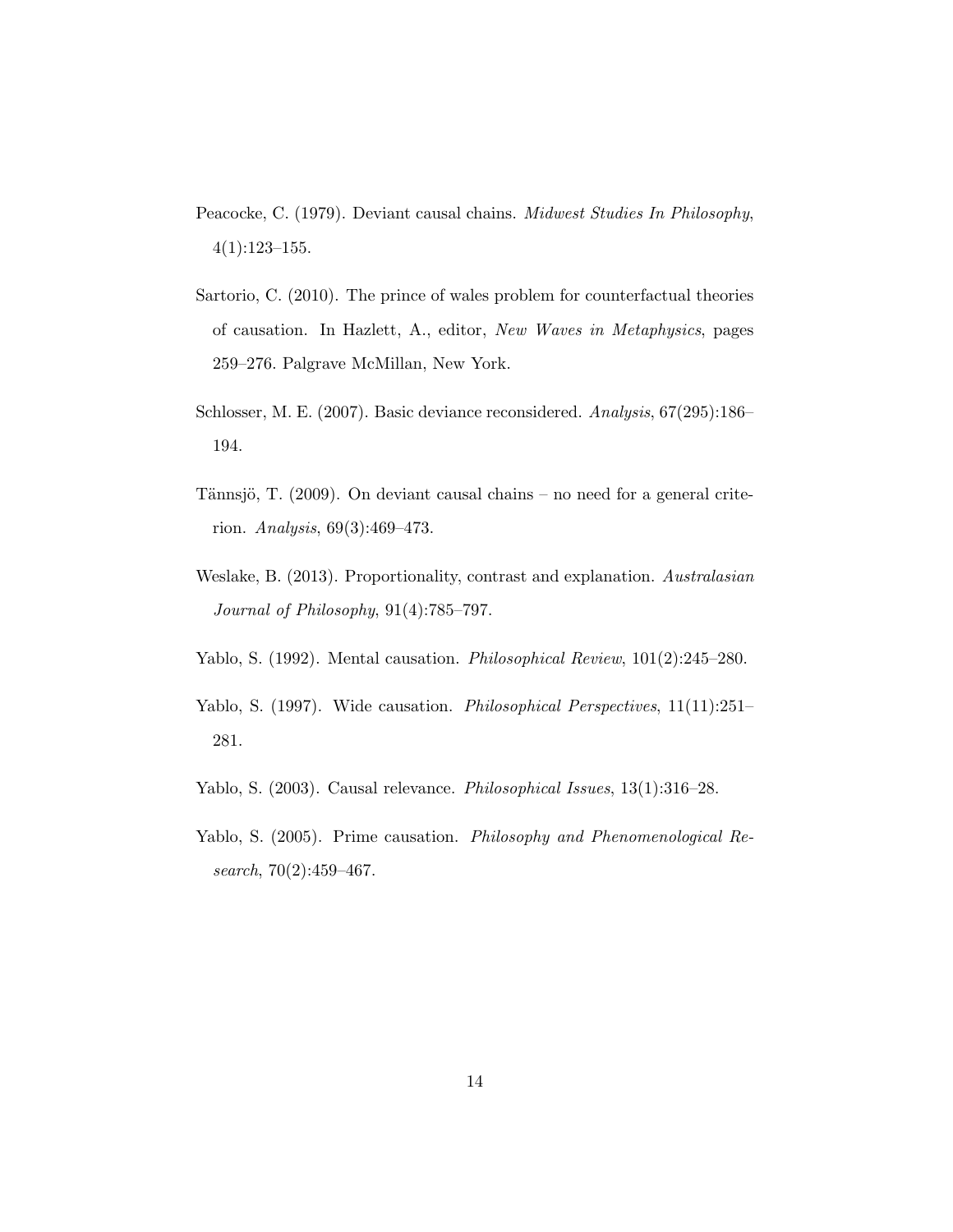Peacocke, C. (1979). Deviant causal chains. *Midwest Studies In Philosophy*, 4(1):123–155.

Sartorio, C. (2010). The prince of wales problem for counterfactual theories of causation. In Hazlett, A., editor, *New Waves in Metaphysics*, pages 259–276. Palgrave McMillan, New York.

Schlosser, M. E. (2007). Basic deviance reconsidered. *Analysis*, 67(295):186–194.

Tännsjö, T. (2009). On deviant causal chains – no need for a general criterion. *Analysis*, 69(3):469–473.

Weslake, B. (2013). Proportionality, contrast and explanation. *Australasian Journal of Philosophy*, 91(4):785–797.

Yablo, S. (1992). Mental causation. *Philosophical Review*, 101(2):245–280.

Yablo, S. (1997). Wide causation. *Philosophical Perspectives*, 11(11):251–281.

Yablo, S. (2003). Causal relevance. *Philosophical Issues*, 13(1):316–28.

Yablo, S. (2005). Prime causation. *Philosophy and Phenomenological Research*, 70(2):459–467.